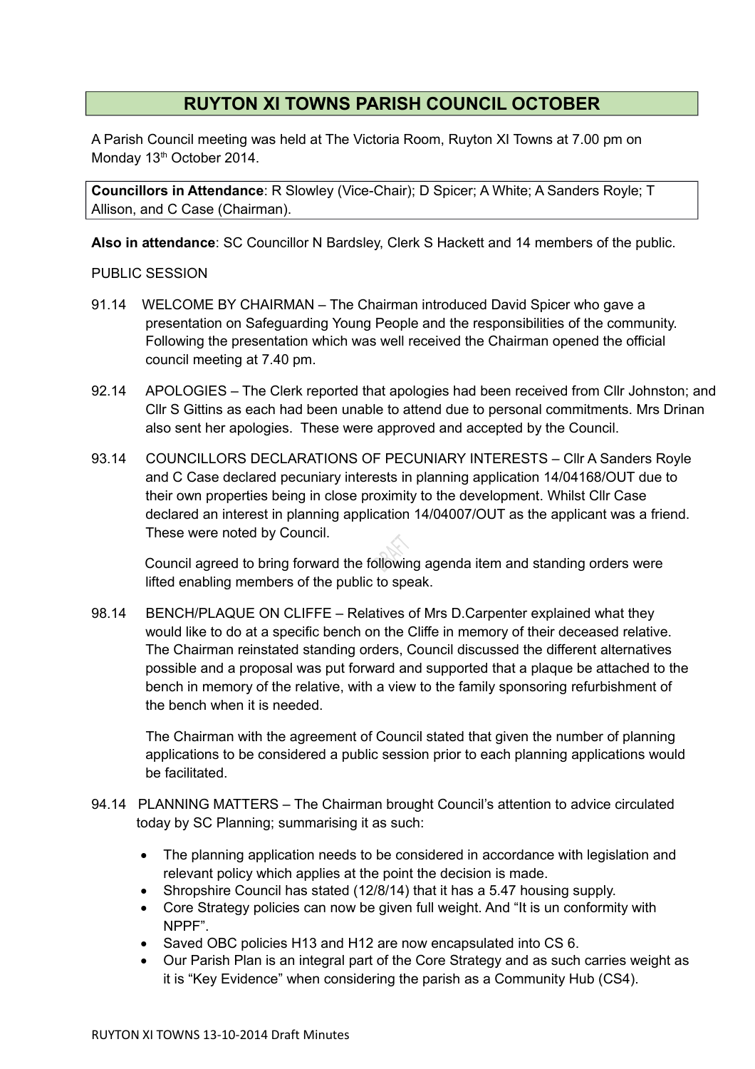# RUYTON XI TOWNS PARISH COUNCIL OCTOBER

A Parish Council meeting was held at The Victoria Room, Ruyton XI Towns at 7.00 pm on Monday 13th October 2014.

**Councillors in Attendance**: R Slowley (Vice-Chair); D Spicer; A White; A Sanders Royle; T Allison, and C Case (Chairman).

**Also in attendance**: SC Councillor N Bardsley, Clerk S Hackett and 14 members of the public.

PUBLIC SESSION

91.14 WELCOME BY CHAIRMAN – The Chairman introduced David Spicer who gave a presentation on Safeguarding Young People and the responsibilities of the community. Following the presentation which was well received the Chairman opened the official council meeting at 7.40 pm.

92.14 APOLOGIES – The Clerk reported that apologies had been received from Cllr Johnston; and Cllr S Gittins as each had been unable to attend due to personal commitments. Mrs Drinan also sent her apologies. These were approved and accepted by the Council.

93.14 COUNCILLORS DECLARATIONS OF PECUNIARY INTERESTS – Cllr A Sanders Royle and C Case declared pecuniary interests in planning application 14/04168/OUT due to their own properties being in close proximity to the development. Whilst Cllr Case declared an interest in planning application 14/04007/OUT as the applicant was a friend. These were noted by Council.

Council agreed to bring forward the following agenda item and standing orders were lifted enabling members of the public to speak.

98.14 BENCH/PLAQUE ON CLIFFE – Relatives of Mrs D.Carpenter explained what they would like to do at a specific bench on the Cliffe in memory of their deceased relative. The Chairman reinstated standing orders, Council discussed the different alternatives possible and a proposal was put forward and supported that a plaque be attached to the bench in memory of the relative, with a view to the family sponsoring refurbishment of the bench when it is needed.

The Chairman with the agreement of Council stated that given the number of planning applications to be considered a public session prior to each planning applications would be facilitated.

94.14 PLANNING MATTERS – The Chairman brought Council's attention to advice circulated today by SC Planning; summarising it as such:

- The planning application needs to be considered in accordance with legislation and relevant policy which applies at the point the decision is made.
- Shropshire Council has stated (12/8/14) that it has a 5.47 housing supply.
- Core Strategy policies can now be given full weight. And "It is un conformity with NPPF".
- Saved OBC policies H13 and H12 are now encapsulated into CS 6.
- Our Parish Plan is an integral part of the Core Strategy and as such carries weight as it is "Key Evidence" when considering the parish as a Community Hub (CS4).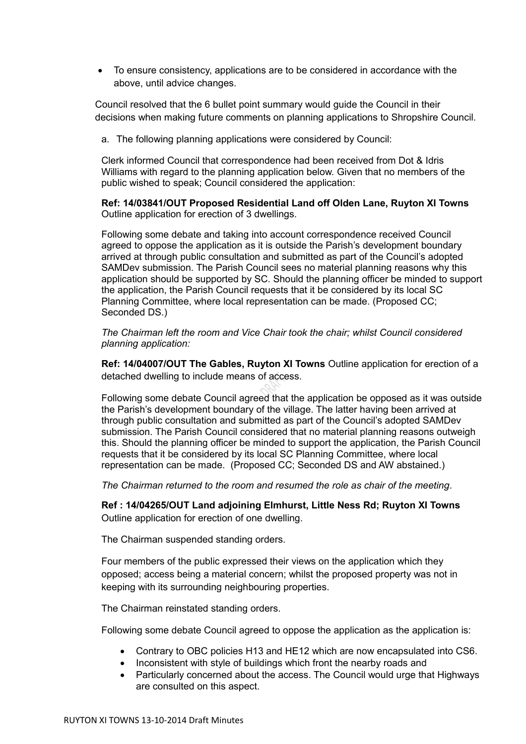- To ensure consistency, applications are to be considered in accordance with the above, until advice changes.

Council resolved that the 6 bullet point summary would guide the Council in their decisions when making future comments on planning applications to Shropshire Council.

a. The following planning applications were considered by Council:

Clerk informed Council that correspondence had been received from Dot & Idris Williams with regard to the planning application below. Given that no members of the public wished to speak; Council considered the application:

**Ref: 14/03841/OUT Proposed Residential Land off Olden Lane, Ruyton XI Towns** Outline application for erection of 3 dwellings.

Following some debate and taking into account correspondence received Council agreed to oppose the application as it is outside the Parish's development boundary arrived at through public consultation and submitted as part of the Council's adopted SAMDev submission. The Parish Council sees no material planning reasons why this application should be supported by SC. Should the planning officer be minded to support the application, the Parish Council requests that it be considered by its local SC Planning Committee, where local representation can be made. (Proposed CC; Seconded DS.)

*The Chairman left the room and Vice Chair took the chair; whilst Council considered planning application:*

**Ref: 14/04007/OUT The Gables, Ruyton XI Towns** Outline application for erection of a detached dwelling to include means of access.

Following some debate Council agreed that the application be opposed as it was outside the Parish's development boundary of the village. The latter having been arrived at through public consultation and submitted as part of the Council's adopted SAMDev submission. The Parish Council considered that no material planning reasons outweigh this. Should the planning officer be minded to support the application, the Parish Council requests that it be considered by its local SC Planning Committee, where local representation can be made. (Proposed CC; Seconded DS and AW abstained.)

*The Chairman returned to the room and resumed the role as chair of the meeting.*

**Ref : 14/04265/OUT Land adjoining Elmhurst, Little Ness Rd; Ruyton XI Towns** Outline application for erection of one dwelling.

The Chairman suspended standing orders.

Four members of the public expressed their views on the application which they opposed; access being a material concern; whilst the proposed property was not in keeping with its surrounding neighbouring properties.

The Chairman reinstated standing orders.

Following some debate Council agreed to oppose the application as the application is:

- Contrary to OBC policies H13 and HE12 which are now encapsulated into CS6.
- Inconsistent with style of buildings which front the nearby roads and
- Particularly concerned about the access. The Council would urge that Highways are consulted on this aspect.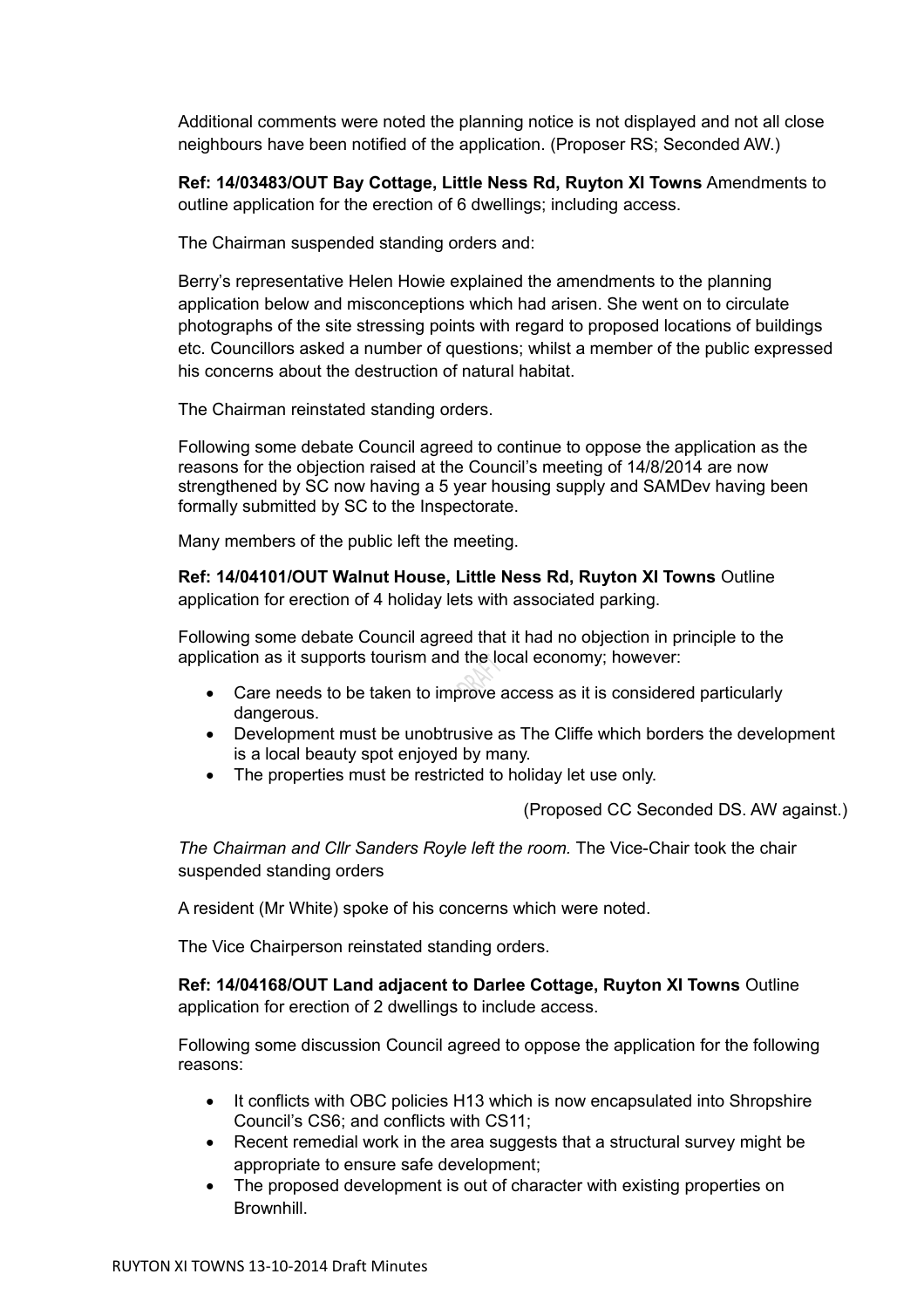Additional comments were noted the planning notice is not displayed and not all close neighbours have been notified of the application. (Proposer RS; Seconded AW.)

**Ref: 14/03483/OUT Bay Cottage, Little Ness Rd, Ruyton XI Towns** Amendments to outline application for the erection of 6 dwellings; including access.

The Chairman suspended standing orders and:

Berry's representative Helen Howie explained the amendments to the planning application below and misconceptions which had arisen. She went on to circulate photographs of the site stressing points with regard to proposed locations of buildings etc. Councillors asked a number of questions; whilst a member of the public expressed his concerns about the destruction of natural habitat.

The Chairman reinstated standing orders.

Following some debate Council agreed to continue to oppose the application as the reasons for the objection raised at the Council's meeting of 14/8/2014 are now strengthened by SC now having a 5 year housing supply and SAMDev having been formally submitted by SC to the Inspectorate.

Many members of the public left the meeting.

**Ref: 14/04101/OUT Walnut House, Little Ness Rd, Ruyton XI Towns** Outline application for erection of 4 holiday lets with associated parking.

Following some debate Council agreed that it had no objection in principle to the application as it supports tourism and the local economy; however:

- Care needs to be taken to improve access as it is considered particularly dangerous.
- Development must be unobtrusive as The Cliffe which borders the development is a local beauty spot enjoyed by many.
- The properties must be restricted to holiday let use only.

(Proposed CC Seconded DS. AW against.)

*The Chairman and Cllr Sanders Royle left the room.* The Vice-Chair took the chair suspended standing orders

A resident (Mr White) spoke of his concerns which were noted.

The Vice Chairperson reinstated standing orders.

**Ref: 14/04168/OUT Land adjacent to Darlee Cottage, Ruyton XI Towns** Outline application for erection of 2 dwellings to include access.

Following some discussion Council agreed to oppose the application for the following reasons:

- It conflicts with OBC policies H13 which is now encapsulated into Shropshire Council's CS6; and conflicts with CS11;
- Recent remedial work in the area suggests that a structural survey might be appropriate to ensure safe development;
- The proposed development is out of character with existing properties on Brownhill.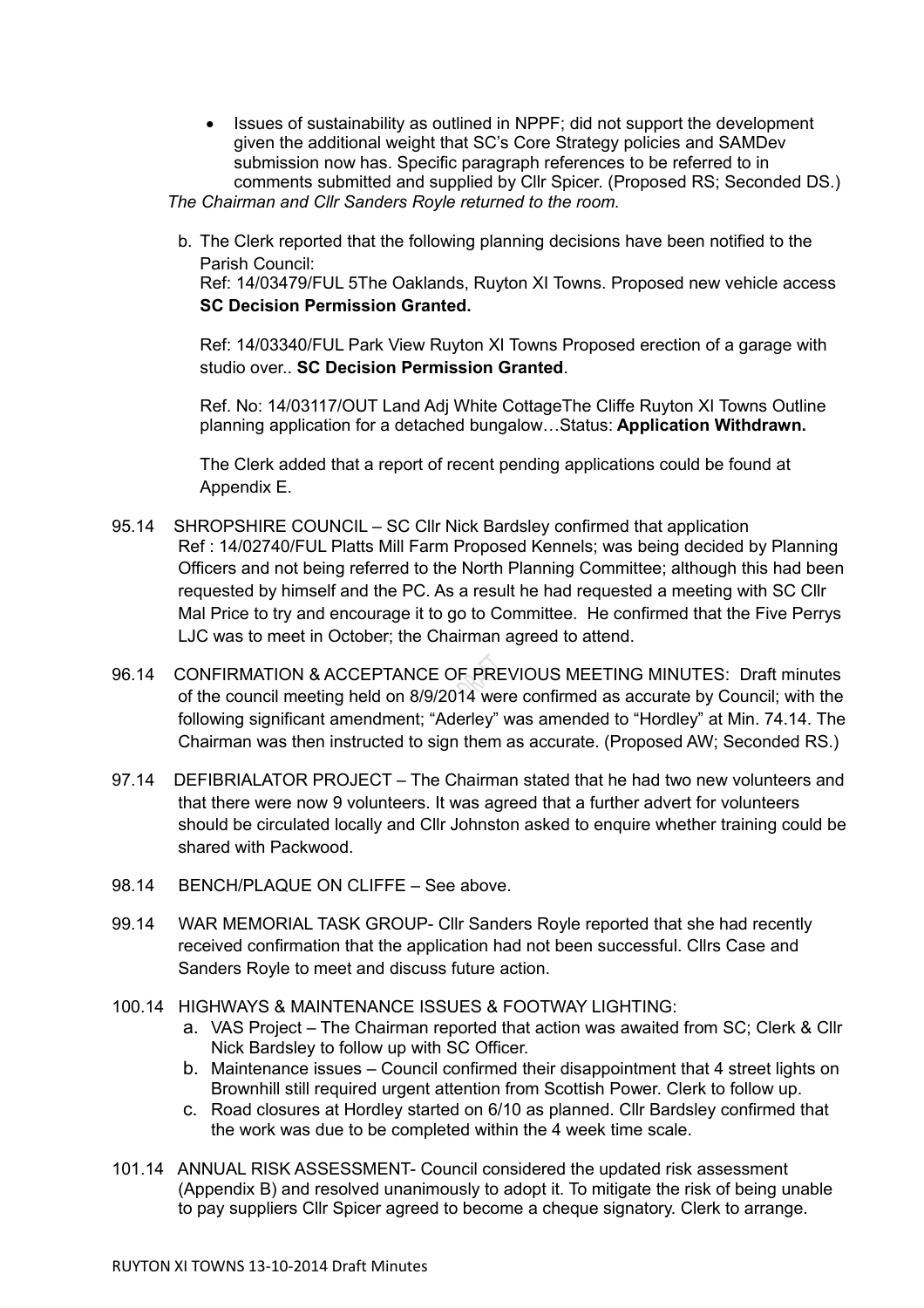- Issues of sustainability as outlined in NPPF; did not support the development given the additional weight that SC's Core Strategy policies and SAMDev submission now has. Specific paragraph references to be referred to in comments submitted and supplied by Cllr Spicer. (Proposed RS; Seconded DS.)

*The Chairman and Cllr Sanders Royle returned to the room.*

b. The Clerk reported that the following planning decisions have been notified to the Parish Council:
   Ref: 14/03479/FUL 5The Oaklands, Ruyton XI Towns. Proposed new vehicle access **SC Decision Permission Granted.**

   Ref: 14/03340/FUL Park View Ruyton XI Towns Proposed erection of a garage with studio over.. **SC Decision Permission Granted**.

   Ref. No: 14/03117/OUT Land Adj White CottageThe Cliffe Ruyton XI Towns Outline planning application for a detached bungalow…Status: **Application Withdrawn.**

   The Clerk added that a report of recent pending applications could be found at Appendix E.

95.14 SHROPSHIRE COUNCIL – SC Cllr Nick Bardsley confirmed that application Ref : 14/02740/FUL Platts Mill Farm Proposed Kennels; was being decided by Planning Officers and not being referred to the North Planning Committee; although this had been requested by himself and the PC. As a result he had requested a meeting with SC Cllr Mal Price to try and encourage it to go to Committee. He confirmed that the Five Perrys LJC was to meet in October; the Chairman agreed to attend.

96.14 CONFIRMATION & ACCEPTANCE OF PREVIOUS MEETING MINUTES: Draft minutes of the council meeting held on 8/9/2014 were confirmed as accurate by Council; with the following significant amendment; "Aderley" was amended to "Hordley" at Min. 74.14. The Chairman was then instructed to sign them as accurate. (Proposed AW; Seconded RS.)

97.14 DEFIBRIALATOR PROJECT – The Chairman stated that he had two new volunteers and that there were now 9 volunteers. It was agreed that a further advert for volunteers should be circulated locally and Cllr Johnston asked to enquire whether training could be shared with Packwood.

98.14 BENCH/PLAQUE ON CLIFFE – See above.

99.14 WAR MEMORIAL TASK GROUP- Cllr Sanders Royle reported that she had recently received confirmation that the application had not been successful. Cllrs Case and Sanders Royle to meet and discuss future action.

100.14 HIGHWAYS & MAINTENANCE ISSUES & FOOTWAY LIGHTING:

a. VAS Project – The Chairman reported that action was awaited from SC; Clerk & Cllr Nick Bardsley to follow up with SC Officer.
b. Maintenance issues – Council confirmed their disappointment that 4 street lights on Brownhill still required urgent attention from Scottish Power. Clerk to follow up.
c. Road closures at Hordley started on 6/10 as planned. Cllr Bardsley confirmed that the work was due to be completed within the 4 week time scale.

101.14 ANNUAL RISK ASSESSMENT- Council considered the updated risk assessment (Appendix B) and resolved unanimously to adopt it. To mitigate the risk of being unable to pay suppliers Cllr Spicer agreed to become a cheque signatory. Clerk to arrange.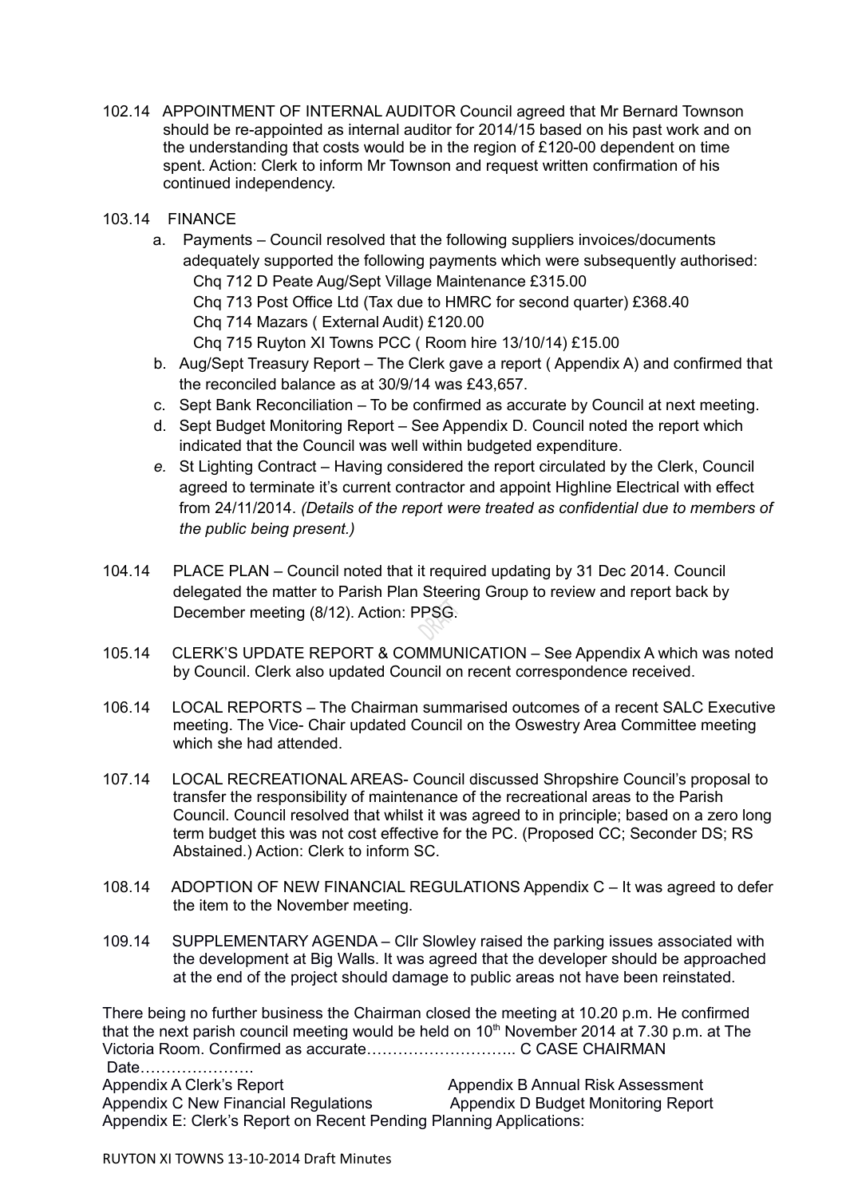102.14 APPOINTMENT OF INTERNAL AUDITOR Council agreed that Mr Bernard Townson should be re-appointed as internal auditor for 2014/15 based on his past work and on the understanding that costs would be in the region of £120-00 dependent on time spent. Action: Clerk to inform Mr Townson and request written confirmation of his continued independency.

103.14 FINANCE

a. Payments – Council resolved that the following suppliers invoices/documents adequately supported the following payments which were subsequently authorised:
   Chq 712 D Peate Aug/Sept Village Maintenance £315.00
   Chq 713 Post Office Ltd (Tax due to HMRC for second quarter) £368.40
   Chq 714 Mazars ( External Audit) £120.00
   Chq 715 Ruyton XI Towns PCC ( Room hire 13/10/14) £15.00
b. Aug/Sept Treasury Report – The Clerk gave a report ( Appendix A) and confirmed that the reconciled balance as at 30/9/14 was £43,657.
c. Sept Bank Reconciliation – To be confirmed as accurate by Council at next meeting.
d. Sept Budget Monitoring Report – See Appendix D. Council noted the report which indicated that the Council was well within budgeted expenditure.
e. St Lighting Contract – Having considered the report circulated by the Clerk, Council agreed to terminate it's current contractor and appoint Highline Electrical with effect from 24/11/2014. *(Details of the report were treated as confidential due to members of the public being present.)*

104.14 PLACE PLAN – Council noted that it required updating by 31 Dec 2014. Council delegated the matter to Parish Plan Steering Group to review and report back by December meeting (8/12). Action: PPSG.

105.14 CLERK'S UPDATE REPORT & COMMUNICATION – See Appendix A which was noted by Council. Clerk also updated Council on recent correspondence received.

106.14 LOCAL REPORTS – The Chairman summarised outcomes of a recent SALC Executive meeting. The Vice- Chair updated Council on the Oswestry Area Committee meeting which she had attended.

107.14 LOCAL RECREATIONAL AREAS- Council discussed Shropshire Council's proposal to transfer the responsibility of maintenance of the recreational areas to the Parish Council. Council resolved that whilst it was agreed to in principle; based on a zero long term budget this was not cost effective for the PC. (Proposed CC; Seconder DS; RS Abstained.) Action: Clerk to inform SC.

108.14 ADOPTION OF NEW FINANCIAL REGULATIONS Appendix C – It was agreed to defer the item to the November meeting.

109.14 SUPPLEMENTARY AGENDA – Cllr Slowley raised the parking issues associated with the development at Big Walls. It was agreed that the developer should be approached at the end of the project should damage to public areas not have been reinstated.

There being no further business the Chairman closed the meeting at 10.20 p.m. He confirmed that the next parish council meeting would be held on 10th November 2014 at 7.30 p.m. at The Victoria Room. Confirmed as accurate……………………….. C CASE CHAIRMAN

Date………………….

Appendix A Clerk's Report
Appendix B Annual Risk Assessment
Appendix C New Financial Regulations
Appendix D Budget Monitoring Report
Appendix E: Clerk's Report on Recent Pending Planning Applications: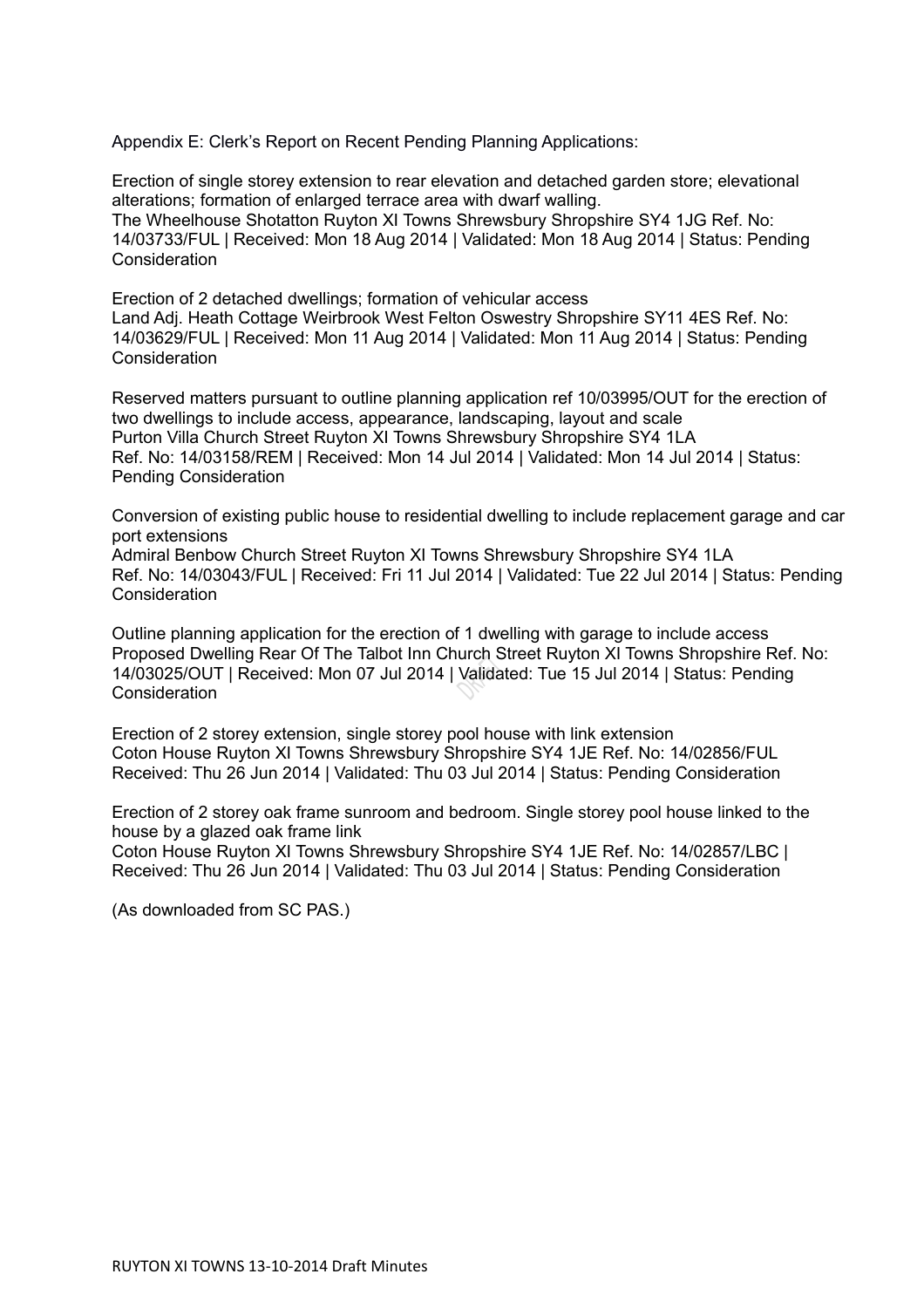Appendix E: Clerk's Report on Recent Pending Planning Applications:

Erection of single storey extension to rear elevation and detached garden store; elevational alterations; formation of enlarged terrace area with dwarf walling.
The Wheelhouse Shotatton Ruyton XI Towns Shrewsbury Shropshire SY4 1JG Ref. No: 14/03733/FUL | Received: Mon 18 Aug 2014 | Validated: Mon 18 Aug 2014 | Status: Pending Consideration

Erection of 2 detached dwellings; formation of vehicular access
Land Adj. Heath Cottage Weirbrook West Felton Oswestry Shropshire SY11 4ES Ref. No: 14/03629/FUL | Received: Mon 11 Aug 2014 | Validated: Mon 11 Aug 2014 | Status: Pending Consideration

Reserved matters pursuant to outline planning application ref 10/03995/OUT for the erection of two dwellings to include access, appearance, landscaping, layout and scale
Purton Villa Church Street Ruyton XI Towns Shrewsbury Shropshire SY4 1LA
Ref. No: 14/03158/REM | Received: Mon 14 Jul 2014 | Validated: Mon 14 Jul 2014 | Status: Pending Consideration

Conversion of existing public house to residential dwelling to include replacement garage and car port extensions
Admiral Benbow Church Street Ruyton XI Towns Shrewsbury Shropshire SY4 1LA
Ref. No: 14/03043/FUL | Received: Fri 11 Jul 2014 | Validated: Tue 22 Jul 2014 | Status: Pending Consideration

Outline planning application for the erection of 1 dwelling with garage to include access
Proposed Dwelling Rear Of The Talbot Inn Church Street Ruyton XI Towns Shropshire Ref. No: 14/03025/OUT | Received: Mon 07 Jul 2014 | Validated: Tue 15 Jul 2014 | Status: Pending Consideration

Erection of 2 storey extension, single storey pool house with link extension
Coton House Ruyton XI Towns Shrewsbury Shropshire SY4 1JE Ref. No: 14/02856/FUL
Received: Thu 26 Jun 2014 | Validated: Thu 03 Jul 2014 | Status: Pending Consideration

Erection of 2 storey oak frame sunroom and bedroom. Single storey pool house linked to the house by a glazed oak frame link
Coton House Ruyton XI Towns Shrewsbury Shropshire SY4 1JE Ref. No: 14/02857/LBC | Received: Thu 26 Jun 2014 | Validated: Thu 03 Jul 2014 | Status: Pending Consideration

(As downloaded from SC PAS.)